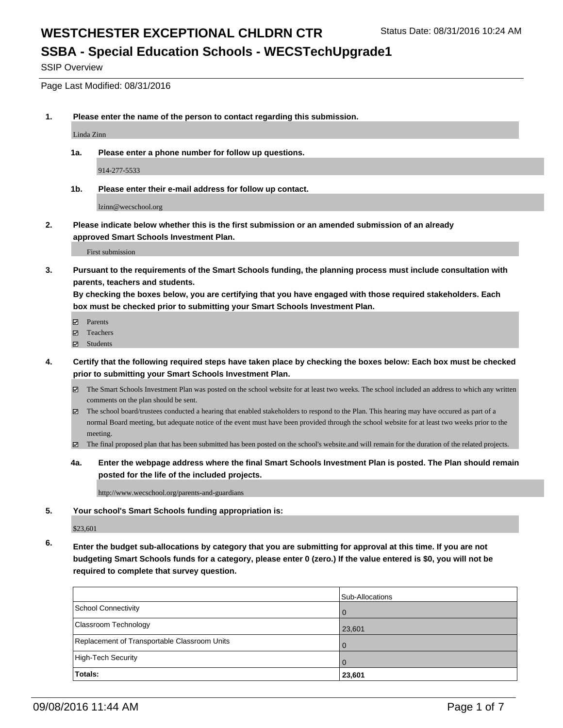# WESTCHESTER EXCEPTIONAL CHLDRN CTR

Status Date: 08/31/2016 10:24 AM

## SSBA - Special Education Schools - WECSTechUpgrade1

SSIP Overview

Page Last Modified: 08/31/2016

**1. Please enter the name of the person to contact regarding this submission.**

Linda Zinn

**1a. Please enter a phone number for follow up questions.**

914-277-5533

**1b. Please enter their e-mail address for follow up contact.**

lzinn@wecschool.org

**2. Please indicate below whether this is the first submission or an amended submission of an already approved Smart Schools Investment Plan.**

First submission

**3. Pursuant to the requirements of the Smart Schools funding, the planning process must include consultation with parents, teachers and students.**
**By checking the boxes below, you are certifying that you have engaged with those required stakeholders. Each box must be checked prior to submitting your Smart Schools Investment Plan.**

- ☑ Parents
- ☑ Teachers
- ☑ Students

**4. Certify that the following required steps have taken place by checking the boxes below: Each box must be checked prior to submitting your Smart Schools Investment Plan.**

- ☑ The Smart Schools Investment Plan was posted on the school website for at least two weeks. The school included an address to which any written comments on the plan should be sent.
- ☑ The school board/trustees conducted a hearing that enabled stakeholders to respond to the Plan. This hearing may have occured as part of a normal Board meeting, but adequate notice of the event must have been provided through the school website for at least two weeks prior to the meeting.
- ☑ The final proposed plan that has been submitted has been posted on the school's website.and will remain for the duration of the related projects.

**4a. Enter the webpage address where the final Smart Schools Investment Plan is posted. The Plan should remain posted for the life of the included projects.**

http://www.wecschool.org/parents-and-guardians

**5. Your school's Smart Schools funding appropriation is:**

$23,601

**6. Enter the budget sub-allocations by category that you are submitting for approval at this time. If you are not budgeting Smart Schools funds for a category, please enter 0 (zero.) If the value entered is $0, you will not be required to complete that survey question.**

| | Sub-Allocations |
|---|---|
| School Connectivity | 0 |
| Classroom Technology | 23,601 |
| Replacement of Transportable Classroom Units | 0 |
| High-Tech Security | 0 |
| **Totals:** | **23,601** |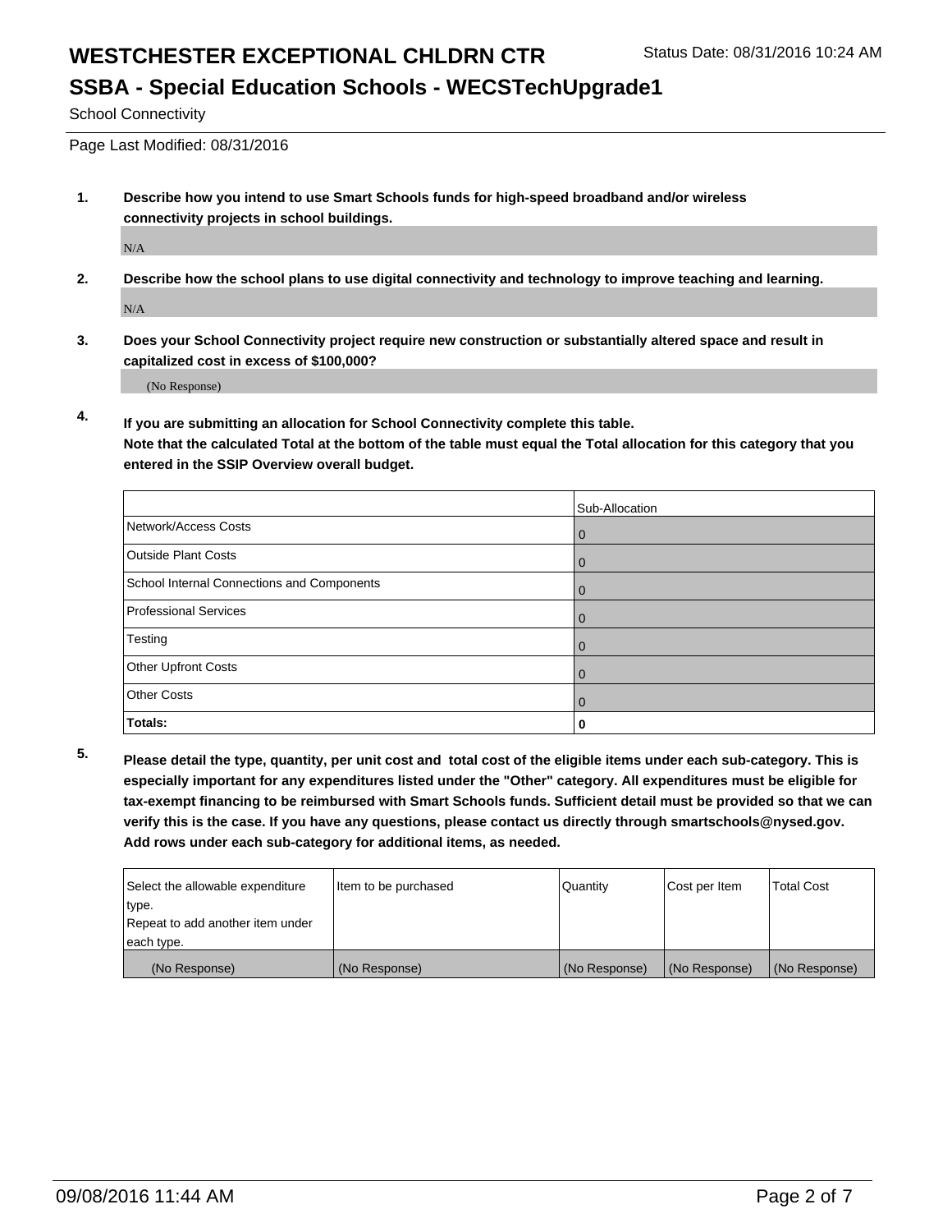# WESTCHESTER EXCEPTIONAL CHLDRN CTR

Status Date: 08/31/2016 10:24 AM

## SSBA - Special Education Schools - WECSTechUpgrade1

School Connectivity

Page Last Modified: 08/31/2016

**1. Describe how you intend to use Smart Schools funds for high-speed broadband and/or wireless connectivity projects in school buildings.**

N/A

**2. Describe how the school plans to use digital connectivity and technology to improve teaching and learning.**

N/A

**3. Does your School Connectivity project require new construction or substantially altered space and result in capitalized cost in excess of $100,000?**

(No Response)

**4. If you are submitting an allocation for School Connectivity complete this table. Note that the calculated Total at the bottom of the table must equal the Total allocation for this category that you entered in the SSIP Overview overall budget.**

| | Sub-Allocation |
|---|---|
| Network/Access Costs | 0 |
| Outside Plant Costs | 0 |
| School Internal Connections and Components | 0 |
| Professional Services | 0 |
| Testing | 0 |
| Other Upfront Costs | 0 |
| Other Costs | 0 |
| **Totals:** | **0** |

**5. Please detail the type, quantity, per unit cost and total cost of the eligible items under each sub-category. This is especially important for any expenditures listed under the "Other" category. All expenditures must be eligible for tax-exempt financing to be reimbursed with Smart Schools funds. Sufficient detail must be provided so that we can verify this is the case. If you have any questions, please contact us directly through smartschools@nysed.gov. Add rows under each sub-category for additional items, as needed.**

| Select the allowable expenditure type. Repeat to add another item under each type. | Item to be purchased | Quantity | Cost per Item | Total Cost |
|---|---|---|---|---|
| (No Response) | (No Response) | (No Response) | (No Response) | (No Response) |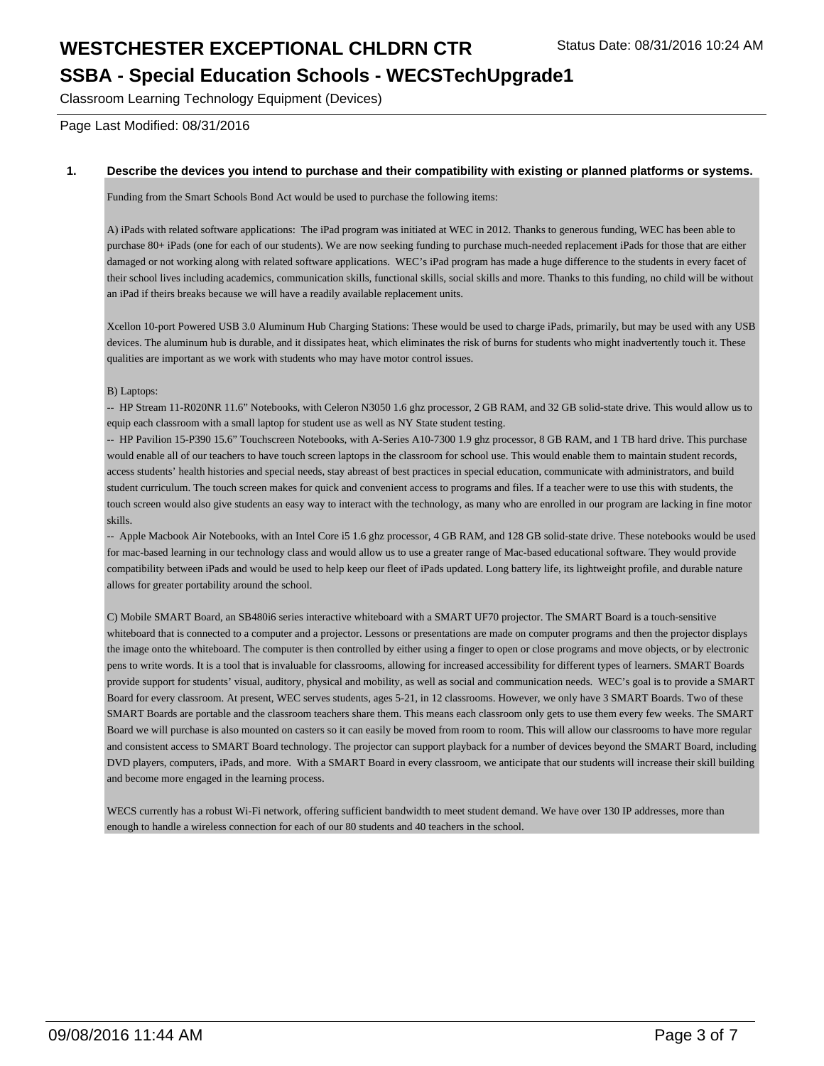# WESTCHESTER EXCEPTIONAL CHLDRN CTR

Status Date: 08/31/2016 10:24 AM

## SSBA - Special Education Schools - WECSTechUpgrade1

Classroom Learning Technology Equipment (Devices)

Page Last Modified: 08/31/2016

**1. Describe the devices you intend to purchase and their compatibility with existing or planned platforms or systems.**

Funding from the Smart Schools Bond Act would be used to purchase the following items:

A) iPads with related software applications: The iPad program was initiated at WEC in 2012. Thanks to generous funding, WEC has been able to purchase 80+ iPads (one for each of our students). We are now seeking funding to purchase much-needed replacement iPads for those that are either damaged or not working along with related software applications. WEC's iPad program has made a huge difference to the students in every facet of their school lives including academics, communication skills, functional skills, social skills and more. Thanks to this funding, no child will be without an iPad if theirs breaks because we will have a readily available replacement units.

Xcellon 10-port Powered USB 3.0 Aluminum Hub Charging Stations: These would be used to charge iPads, primarily, but may be used with any USB devices. The aluminum hub is durable, and it dissipates heat, which eliminates the risk of burns for students who might inadvertently touch it. These qualities are important as we work with students who may have motor control issues.

B) Laptops:
-- HP Stream 11-R020NR 11.6" Notebooks, with Celeron N3050 1.6 ghz processor, 2 GB RAM, and 32 GB solid-state drive. This would allow us to equip each classroom with a small laptop for student use as well as NY State student testing.
-- HP Pavilion 15-P390 15.6" Touchscreen Notebooks, with A-Series A10-7300 1.9 ghz processor, 8 GB RAM, and 1 TB hard drive. This purchase would enable all of our teachers to have touch screen laptops in the classroom for school use. This would enable them to maintain student records, access students' health histories and special needs, stay abreast of best practices in special education, communicate with administrators, and build student curriculum. The touch screen makes for quick and convenient access to programs and files. If a teacher were to use this with students, the touch screen would also give students an easy way to interact with the technology, as many who are enrolled in our program are lacking in fine motor skills.
-- Apple Macbook Air Notebooks, with an Intel Core i5 1.6 ghz processor, 4 GB RAM, and 128 GB solid-state drive. These notebooks would be used for mac-based learning in our technology class and would allow us to use a greater range of Mac-based educational software. They would provide compatibility between iPads and would be used to help keep our fleet of iPads updated. Long battery life, its lightweight profile, and durable nature allows for greater portability around the school.

C) Mobile SMART Board, an SB480i6 series interactive whiteboard with a SMART UF70 projector. The SMART Board is a touch-sensitive whiteboard that is connected to a computer and a projector. Lessons or presentations are made on computer programs and then the projector displays the image onto the whiteboard. The computer is then controlled by either using a finger to open or close programs and move objects, or by electronic pens to write words. It is a tool that is invaluable for classrooms, allowing for increased accessibility for different types of learners. SMART Boards provide support for students' visual, auditory, physical and mobility, as well as social and communication needs. WEC's goal is to provide a SMART Board for every classroom. At present, WEC serves students, ages 5-21, in 12 classrooms. However, we only have 3 SMART Boards. Two of these SMART Boards are portable and the classroom teachers share them. This means each classroom only gets to use them every few weeks. The SMART Board we will purchase is also mounted on casters so it can easily be moved from room to room. This will allow our classrooms to have more regular and consistent access to SMART Board technology. The projector can support playback for a number of devices beyond the SMART Board, including DVD players, computers, iPads, and more. With a SMART Board in every classroom, we anticipate that our students will increase their skill building and become more engaged in the learning process.

WECS currently has a robust Wi-Fi network, offering sufficient bandwidth to meet student demand. We have over 130 IP addresses, more than enough to handle a wireless connection for each of our 80 students and 40 teachers in the school.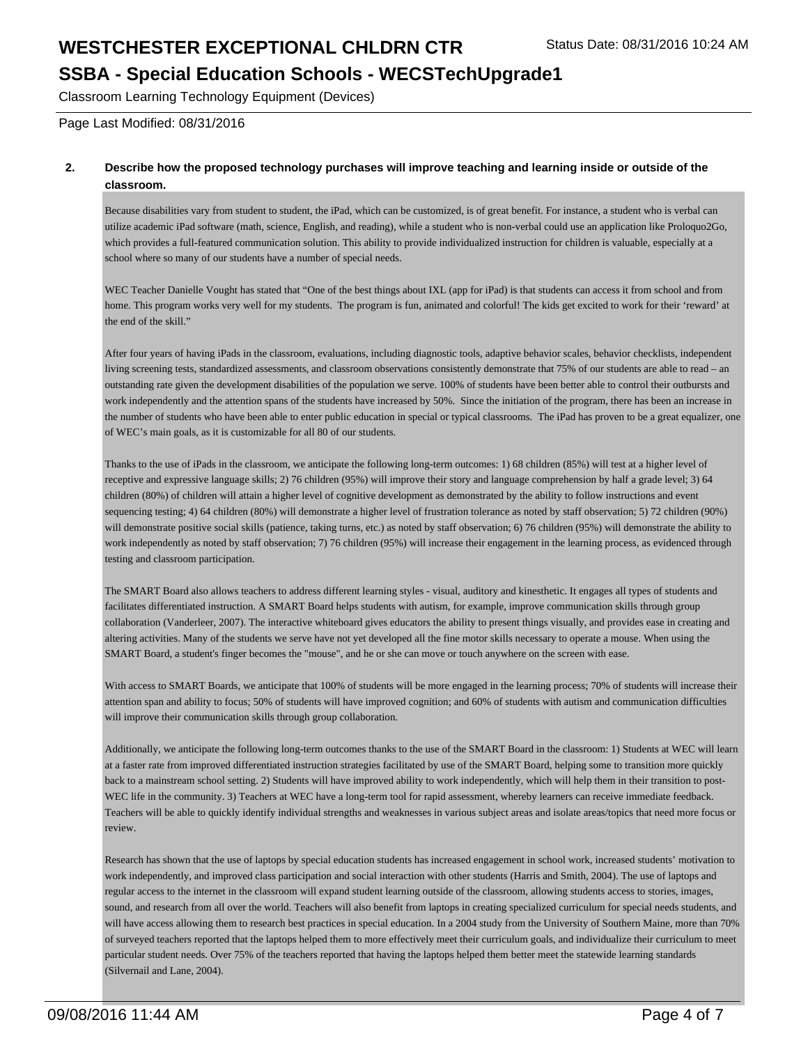**2. Describe how the proposed technology purchases will improve teaching and learning inside or outside of the classroom.**

Because disabilities vary from student to student, the iPad, which can be customized, is of great benefit. For instance, a student who is verbal can utilize academic iPad software (math, science, English, and reading), while a student who is non-verbal could use an application like Proloquo2Go, which provides a full-featured communication solution. This ability to provide individualized instruction for children is valuable, especially at a school where so many of our students have a number of special needs.

WEC Teacher Danielle Vought has stated that "One of the best things about IXL (app for iPad) is that students can access it from school and from home. This program works very well for my students. The program is fun, animated and colorful! The kids get excited to work for their 'reward' at the end of the skill."

After four years of having iPads in the classroom, evaluations, including diagnostic tools, adaptive behavior scales, behavior checklists, independent living screening tests, standardized assessments, and classroom observations consistently demonstrate that 75% of our students are able to read – an outstanding rate given the development disabilities of the population we serve. 100% of students have been better able to control their outbursts and work independently and the attention spans of the students have increased by 50%. Since the initiation of the program, there has been an increase in the number of students who have been able to enter public education in special or typical classrooms. The iPad has proven to be a great equalizer, one of WEC's main goals, as it is customizable for all 80 of our students.

Thanks to the use of iPads in the classroom, we anticipate the following long-term outcomes: 1) 68 children (85%) will test at a higher level of receptive and expressive language skills; 2) 76 children (95%) will improve their story and language comprehension by half a grade level; 3) 64 children (80%) of children will attain a higher level of cognitive development as demonstrated by the ability to follow instructions and event sequencing testing; 4) 64 children (80%) will demonstrate a higher level of frustration tolerance as noted by staff observation; 5) 72 children (90%) will demonstrate positive social skills (patience, taking turns, etc.) as noted by staff observation; 6) 76 children (95%) will demonstrate the ability to work independently as noted by staff observation; 7) 76 children (95%) will increase their engagement in the learning process, as evidenced through testing and classroom participation.

The SMART Board also allows teachers to address different learning styles - visual, auditory and kinesthetic. It engages all types of students and facilitates differentiated instruction. A SMART Board helps students with autism, for example, improve communication skills through group collaboration (Vanderleer, 2007). The interactive whiteboard gives educators the ability to present things visually, and provides ease in creating and altering activities. Many of the students we serve have not yet developed all the fine motor skills necessary to operate a mouse. When using the SMART Board, a student's finger becomes the "mouse", and he or she can move or touch anywhere on the screen with ease.

With access to SMART Boards, we anticipate that 100% of students will be more engaged in the learning process; 70% of students will increase their attention span and ability to focus; 50% of students will have improved cognition; and 60% of students with autism and communication difficulties will improve their communication skills through group collaboration.

Additionally, we anticipate the following long-term outcomes thanks to the use of the SMART Board in the classroom: 1) Students at WEC will learn at a faster rate from improved differentiated instruction strategies facilitated by use of the SMART Board, helping some to transition more quickly back to a mainstream school setting. 2) Students will have improved ability to work independently, which will help them in their transition to post-WEC life in the community. 3) Teachers at WEC have a long-term tool for rapid assessment, whereby learners can receive immediate feedback. Teachers will be able to quickly identify individual strengths and weaknesses in various subject areas and isolate areas/topics that need more focus or review.

Research has shown that the use of laptops by special education students has increased engagement in school work, increased students' motivation to work independently, and improved class participation and social interaction with other students (Harris and Smith, 2004). The use of laptops and regular access to the internet in the classroom will expand student learning outside of the classroom, allowing students access to stories, images, sound, and research from all over the world. Teachers will also benefit from laptops in creating specialized curriculum for special needs students, and will have access allowing them to research best practices in special education. In a 2004 study from the University of Southern Maine, more than 70% of surveyed teachers reported that the laptops helped them to more effectively meet their curriculum goals, and individualize their curriculum to meet particular student needs. Over 75% of the teachers reported that having the laptops helped them better meet the statewide learning standards (Silvernail and Lane, 2004).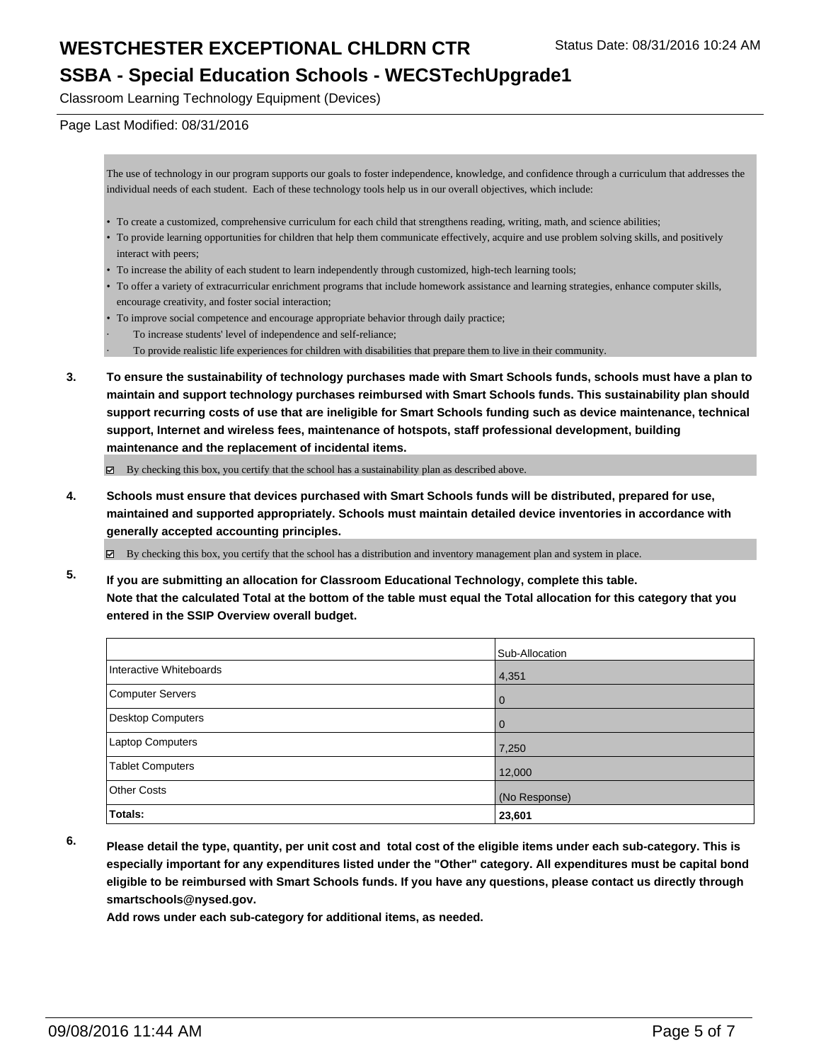The use of technology in our program supports our goals to foster independence, knowledge, and confidence through a curriculum that addresses the individual needs of each student. Each of these technology tools help us in our overall objectives, which include:

- To create a customized, comprehensive curriculum for each child that strengthens reading, writing, math, and science abilities;
- To provide learning opportunities for children that help them communicate effectively, acquire and use problem solving skills, and positively interact with peers;
- To increase the ability of each student to learn independently through customized, high-tech learning tools;
- To offer a variety of extracurricular enrichment programs that include homework assistance and learning strategies, enhance computer skills, encourage creativity, and foster social interaction;
- To improve social competence and encourage appropriate behavior through daily practice;
- To increase students' level of independence and self-reliance;
- To provide realistic life experiences for children with disabilities that prepare them to live in their community.

**3. To ensure the sustainability of technology purchases made with Smart Schools funds, schools must have a plan to maintain and support technology purchases reimbursed with Smart Schools funds. This sustainability plan should support recurring costs of use that are ineligible for Smart Schools funding such as device maintenance, technical support, Internet and wireless fees, maintenance of hotspots, staff professional development, building maintenance and the replacement of incidental items.**

☑ By checking this box, you certify that the school has a sustainability plan as described above.

**4. Schools must ensure that devices purchased with Smart Schools funds will be distributed, prepared for use, maintained and supported appropriately. Schools must maintain detailed device inventories in accordance with generally accepted accounting principles.**

☑ By checking this box, you certify that the school has a distribution and inventory management plan and system in place.

**5. If you are submitting an allocation for Classroom Educational Technology, complete this table. Note that the calculated Total at the bottom of the table must equal the Total allocation for this category that you entered in the SSIP Overview overall budget.**

| | Sub-Allocation |
|---|---|
| Interactive Whiteboards | 4,351 |
| Computer Servers | 0 |
| Desktop Computers | 0 |
| Laptop Computers | 7,250 |
| Tablet Computers | 12,000 |
| Other Costs | (No Response) |
| **Totals:** | **23,601** |

**6. Please detail the type, quantity, per unit cost and total cost of the eligible items under each sub-category. This is especially important for any expenditures listed under the "Other" category. All expenditures must be capital bond eligible to be reimbursed with Smart Schools funds. If you have any questions, please contact us directly through smartschools@nysed.gov.**

**Add rows under each sub-category for additional items, as needed.**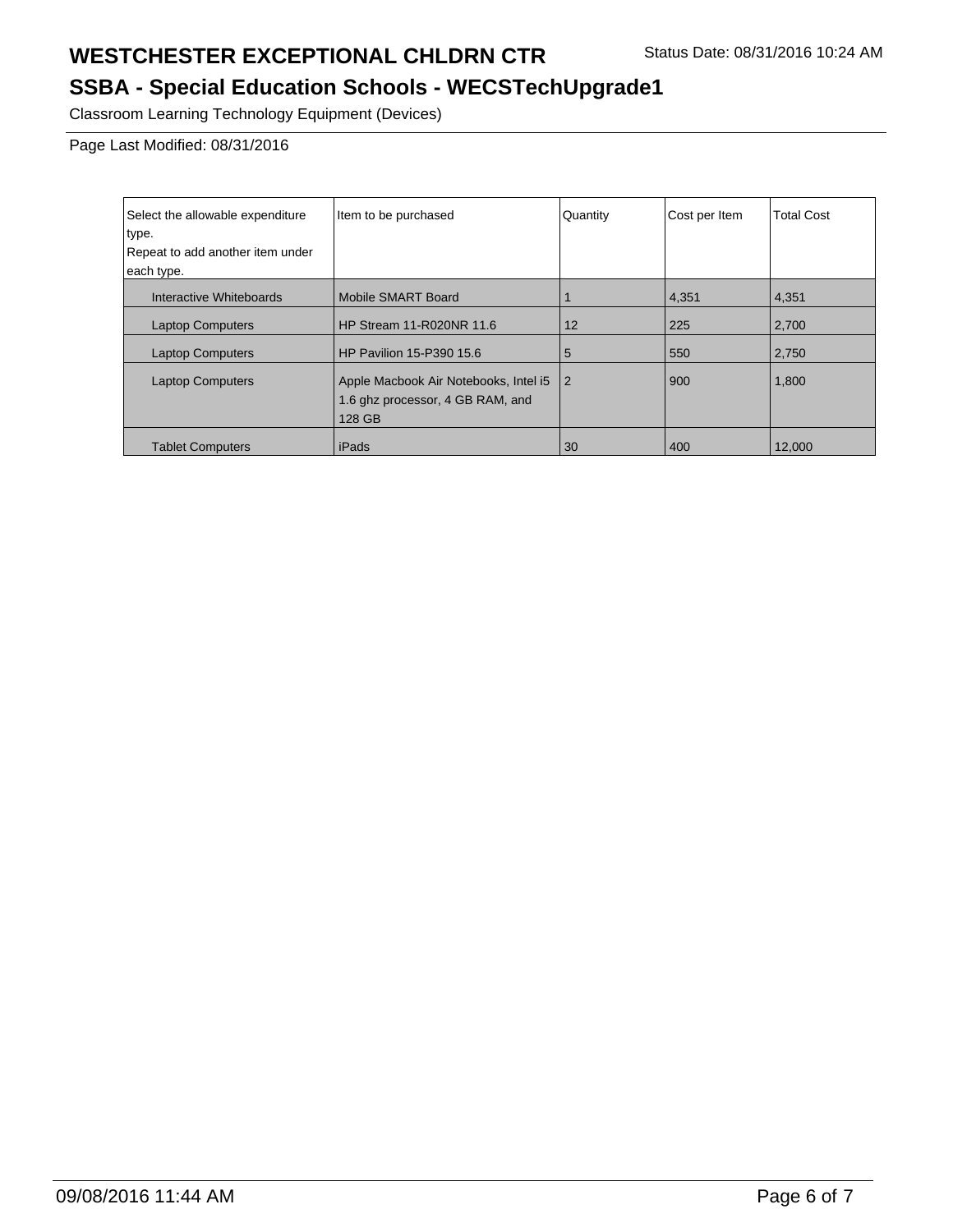# WESTCHESTER EXCEPTIONAL CHLDRN CTR

Status Date: 08/31/2016 10:24 AM

## SSBA - Special Education Schools - WECSTechUpgrade1

Classroom Learning Technology Equipment (Devices)

Page Last Modified: 08/31/2016

| Select the allowable expenditure type. Repeat to add another item under each type. | Item to be purchased | Quantity | Cost per Item | Total Cost |
|---|---|---|---|---|
| Interactive Whiteboards | Mobile SMART Board | 1 | 4,351 | 4,351 |
| Laptop Computers | HP Stream 11-R020NR 11.6 | 12 | 225 | 2,700 |
| Laptop Computers | HP Pavilion 15-P390 15.6 | 5 | 550 | 2,750 |
| Laptop Computers | Apple Macbook Air Notebooks, Intel i5 1.6 ghz processor, 4 GB RAM, and 128 GB | 2 | 900 | 1,800 |
| Tablet Computers | iPads | 30 | 400 | 12,000 |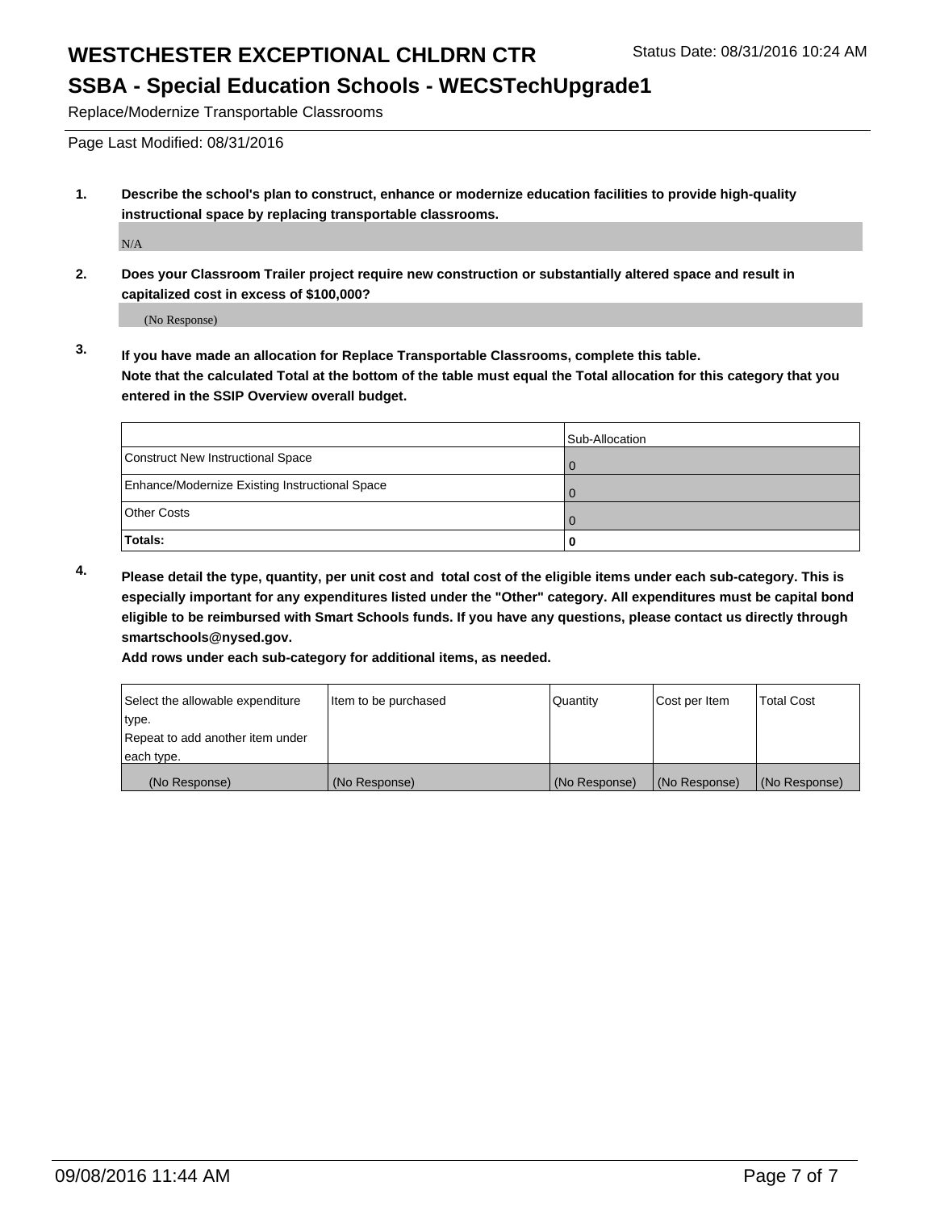# WESTCHESTER EXCEPTIONAL CHLDRN CTR

Status Date: 08/31/2016 10:24 AM

## SSBA - Special Education Schools - WECSTechUpgrade1

Replace/Modernize Transportable Classrooms

Page Last Modified: 08/31/2016

**1. Describe the school's plan to construct, enhance or modernize education facilities to provide high-quality instructional space by replacing transportable classrooms.**

N/A

**2. Does your Classroom Trailer project require new construction or substantially altered space and result in capitalized cost in excess of $100,000?**

(No Response)

**3. If you have made an allocation for Replace Transportable Classrooms, complete this table.**
**Note that the calculated Total at the bottom of the table must equal the Total allocation for this category that you entered in the SSIP Overview overall budget.**

| | Sub-Allocation |
|---|---|
| Construct New Instructional Space | 0 |
| Enhance/Modernize Existing Instructional Space | 0 |
| Other Costs | 0 |
| **Totals:** | **0** |

**4. Please detail the type, quantity, per unit cost and total cost of the eligible items under each sub-category. This is especially important for any expenditures listed under the "Other" category. All expenditures must be capital bond eligible to be reimbursed with Smart Schools funds. If you have any questions, please contact us directly through smartschools@nysed.gov.**
**Add rows under each sub-category for additional items, as needed.**

| Select the allowable expenditure type. Repeat to add another item under each type. | Item to be purchased | Quantity | Cost per Item | Total Cost |
|---|---|---|---|---|
| (No Response) | (No Response) | (No Response) | (No Response) | (No Response) |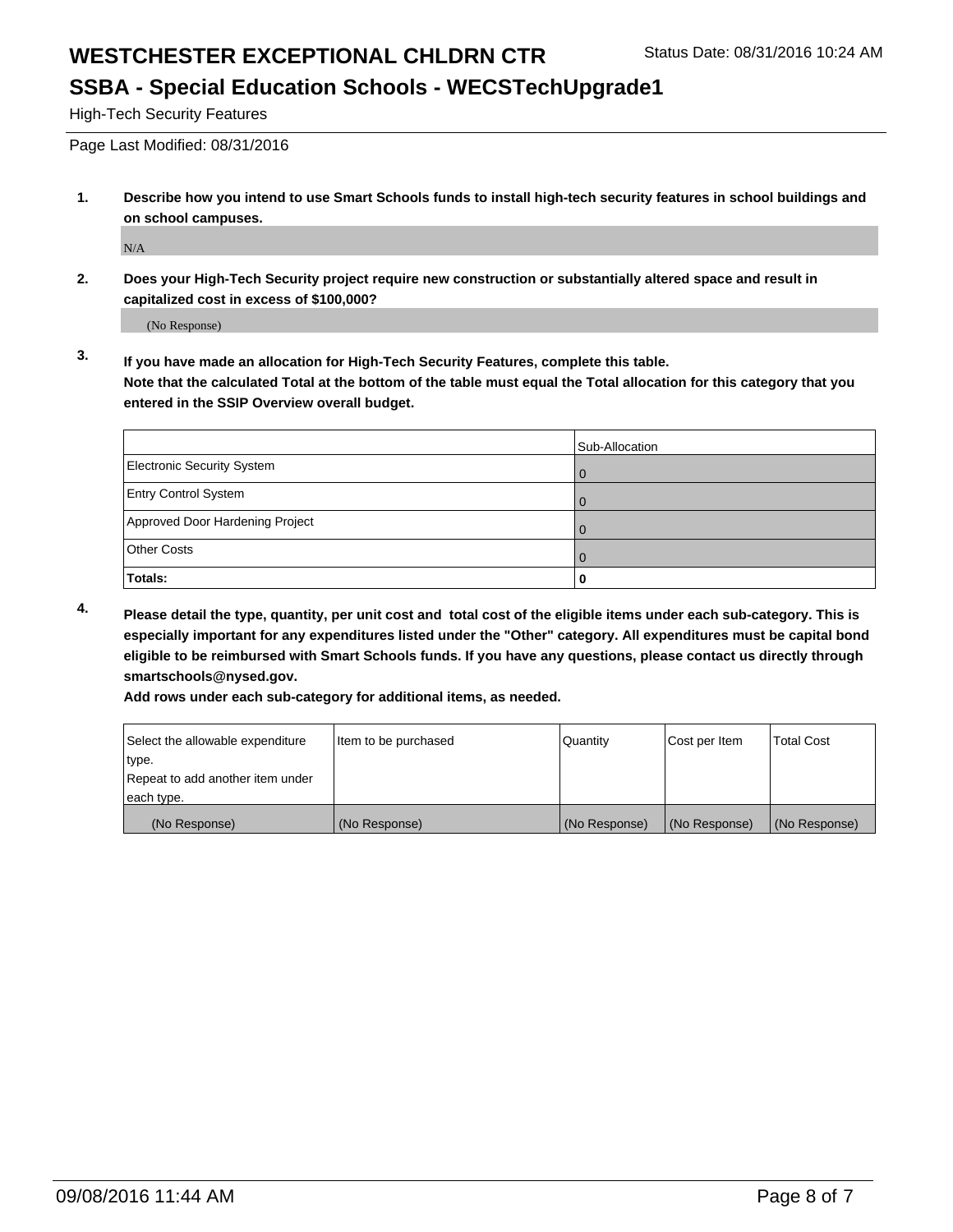# WESTCHESTER EXCEPTIONAL CHLDRN CTR

Status Date: 08/31/2016 10:24 AM

## SSBA - Special Education Schools - WECSTechUpgrade1

High-Tech Security Features

Page Last Modified: 08/31/2016

1. **Describe how you intend to use Smart Schools funds to install high-tech security features in school buildings and on school campuses.**

   N/A

2. **Does your High-Tech Security project require new construction or substantially altered space and result in capitalized cost in excess of $100,000?**

   (No Response)

3. **If you have made an allocation for High-Tech Security Features, complete this table.**
   **Note that the calculated Total at the bottom of the table must equal the Total allocation for this category that you entered in the SSIP Overview overall budget.**

| | Sub-Allocation |
|---|---|
| Electronic Security System | 0 |
| Entry Control System | 0 |
| Approved Door Hardening Project | 0 |
| Other Costs | 0 |
| **Totals:** | **0** |

4. **Please detail the type, quantity, per unit cost and total cost of the eligible items under each sub-category. This is especially important for any expenditures listed under the "Other" category. All expenditures must be capital bond eligible to be reimbursed with Smart Schools funds. If you have any questions, please contact us directly through smartschools@nysed.gov.**
   **Add rows under each sub-category for additional items, as needed.**

| Select the allowable expenditure type. Repeat to add another item under each type. | Item to be purchased | Quantity | Cost per Item | Total Cost |
|---|---|---|---|---|
| (No Response) | (No Response) | (No Response) | (No Response) | (No Response) |